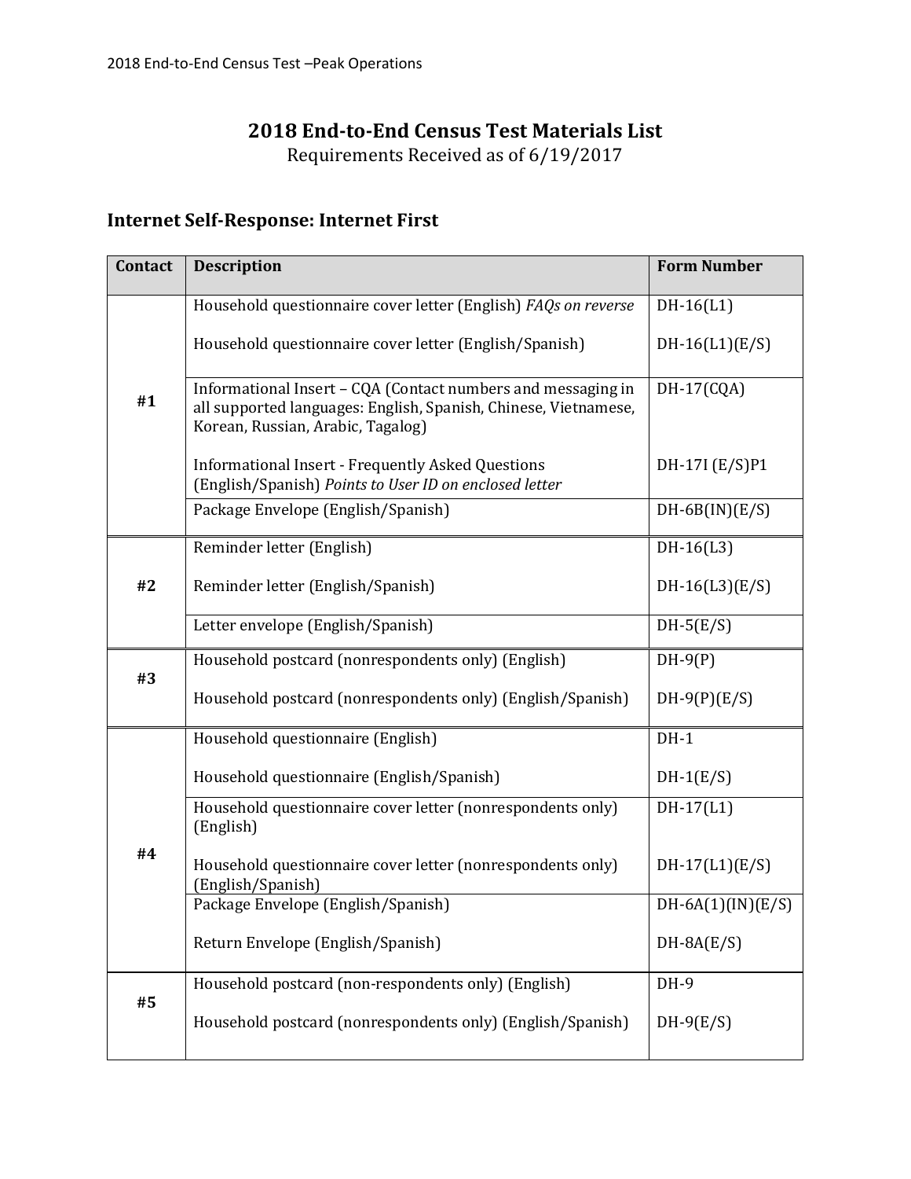# 2018 End-to-End Census Test Materials List

Requirements Received as of 6/19/2017

## Internet Self-Response: Internet First

| Contact | Description | Form Number |
|---|---|---|
| #1 | Household questionnaire cover letter (English) *FAQs on reverse* | DH-16(L1) |
| | Household questionnaire cover letter (English/Spanish) | DH-16(L1)(E/S) |
| | Informational Insert – CQA (Contact numbers and messaging in all supported languages: English, Spanish, Chinese, Vietnamese, Korean, Russian, Arabic, Tagalog) | DH-17(CQA) |
| | Informational Insert - Frequently Asked Questions (English/Spanish) *Points to User ID on enclosed letter* | DH-17I (E/S)P1 |
| | Package Envelope (English/Spanish) | DH-6B(IN)(E/S) |
| #2 | Reminder letter (English) | DH-16(L3) |
| | Reminder letter (English/Spanish) | DH-16(L3)(E/S) |
| | Letter envelope (English/Spanish) | DH-5(E/S) |
| #3 | Household postcard (nonrespondents only) (English) | DH-9(P) |
| | Household postcard (nonrespondents only) (English/Spanish) | DH-9(P)(E/S) |
| #4 | Household questionnaire (English) | DH-1 |
| | Household questionnaire (English/Spanish) | DH-1(E/S) |
| | Household questionnaire cover letter (nonrespondents only) (English) | DH-17(L1) |
| | Household questionnaire cover letter (nonrespondents only) (English/Spanish) | DH-17(L1)(E/S) |
| | Package Envelope (English/Spanish) | DH-6A(1)(IN)(E/S) |
| | Return Envelope (English/Spanish) | DH-8A(E/S) |
| #5 | Household postcard (non-respondents only) (English) | DH-9 |
| | Household postcard (nonrespondents only) (English/Spanish) | DH-9(E/S) |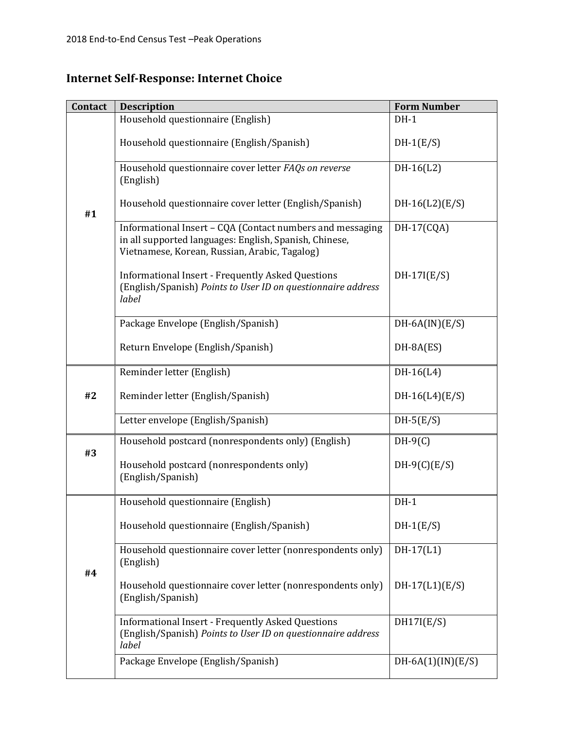## Internet Self-Response: Internet Choice

| Contact | Description | Form Number |
|---|---|---|
| #1 | Household questionnaire (English) | DH-1 |
| | Household questionnaire (English/Spanish) | DH-1(E/S) |
| | Household questionnaire cover letter *FAQs on reverse* (English) | DH-16(L2) |
| | Household questionnaire cover letter (English/Spanish) | DH-16(L2)(E/S) |
| | Informational Insert – CQA (Contact numbers and messaging in all supported languages: English, Spanish, Chinese, Vietnamese, Korean, Russian, Arabic, Tagalog) | DH-17(CQA) |
| | Informational Insert - Frequently Asked Questions (English/Spanish) *Points to User ID on questionnaire address label* | DH-17I(E/S) |
| | Package Envelope (English/Spanish) | DH-6A(IN)(E/S) |
| | Return Envelope (English/Spanish) | DH-8A(ES) |
| #2 | Reminder letter (English) | DH-16(L4) |
| | Reminder letter (English/Spanish) | DH-16(L4)(E/S) |
| | Letter envelope (English/Spanish) | DH-5(E/S) |
| #3 | Household postcard (nonrespondents only) (English) | DH-9(C) |
| | Household postcard (nonrespondents only) (English/Spanish) | DH-9(C)(E/S) |
| #4 | Household questionnaire (English) | DH-1 |
| | Household questionnaire (English/Spanish) | DH-1(E/S) |
| | Household questionnaire cover letter (nonrespondents only) (English) | DH-17(L1) |
| | Household questionnaire cover letter (nonrespondents only) (English/Spanish) | DH-17(L1)(E/S) |
| | Informational Insert - Frequently Asked Questions (English/Spanish) *Points to User ID on questionnaire address label* | DH17I(E/S) |
| | Package Envelope (English/Spanish) | DH-6A(1)(IN)(E/S) |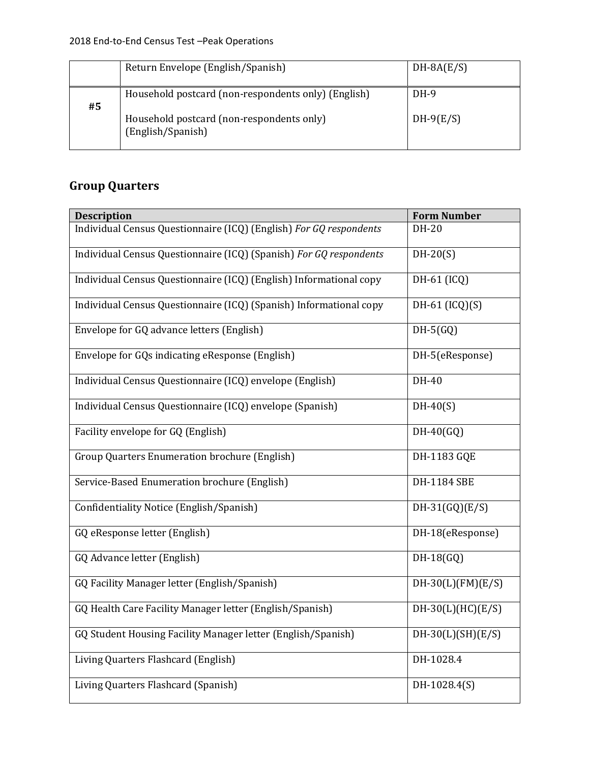| | | |
|---|---|---|
| | Return Envelope (English/Spanish) | DH-8A(E/S) |
| **#5** | Household postcard (non-respondents only) (English)<br><br>Household postcard (non-respondents only) (English/Spanish) | DH-9<br><br>DH-9(E/S) |

## Group Quarters

| Description | Form Number |
|---|---|
| Individual Census Questionnaire (ICQ) (English) *For GQ respondents* | DH-20 |
| Individual Census Questionnaire (ICQ) (Spanish) *For GQ respondents* | DH-20(S) |
| Individual Census Questionnaire (ICQ) (English) Informational copy | DH-61 (ICQ) |
| Individual Census Questionnaire (ICQ) (Spanish) Informational copy | DH-61 (ICQ)(S) |
| Envelope for GQ advance letters (English) | DH-5(GQ) |
| Envelope for GQs indicating eResponse (English) | DH-5(eResponse) |
| Individual Census Questionnaire (ICQ) envelope (English) | DH-40 |
| Individual Census Questionnaire (ICQ) envelope (Spanish) | DH-40(S) |
| Facility envelope for GQ (English) | DH-40(GQ) |
| Group Quarters Enumeration brochure (English) | DH-1183 GQE |
| Service-Based Enumeration brochure (English) | DH-1184 SBE |
| Confidentiality Notice (English/Spanish) | DH-31(GQ)(E/S) |
| GQ eResponse letter (English) | DH-18(eResponse) |
| GQ Advance letter (English) | DH-18(GQ) |
| GQ Facility Manager letter (English/Spanish) | DH-30(L)(FM)(E/S) |
| GQ Health Care Facility Manager letter (English/Spanish) | DH-30(L)(HC)(E/S) |
| GQ Student Housing Facility Manager letter (English/Spanish) | DH-30(L)(SH)(E/S) |
| Living Quarters Flashcard (English) | DH-1028.4 |
| Living Quarters Flashcard (Spanish) | DH-1028.4(S) |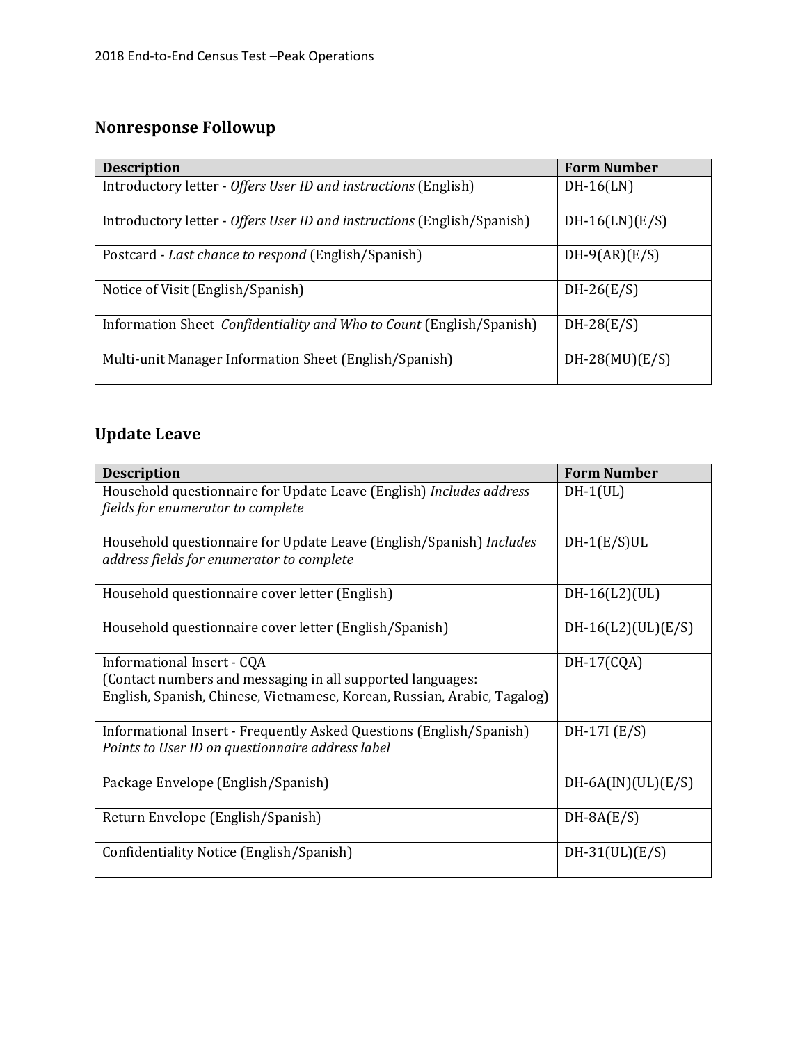## Nonresponse Followup

| Description | Form Number |
|---|---|
| Introductory letter - *Offers User ID and instructions* (English) | DH-16(LN) |
| Introductory letter - *Offers User ID and instructions* (English/Spanish) | DH-16(LN)(E/S) |
| Postcard - *Last chance to respond* (English/Spanish) | DH-9(AR)(E/S) |
| Notice of Visit (English/Spanish) | DH-26(E/S) |
| Information Sheet *Confidentiality and Who to Count* (English/Spanish) | DH-28(E/S) |
| Multi-unit Manager Information Sheet (English/Spanish) | DH-28(MU)(E/S) |

## Update Leave

| Description | Form Number |
|---|---|
| Household questionnaire for Update Leave (English) *Includes address fields for enumerator to complete*<br><br>Household questionnaire for Update Leave (English/Spanish) *Includes address fields for enumerator to complete* | DH-1(UL)<br><br>DH-1(E/S)UL |
| Household questionnaire cover letter (English)<br><br>Household questionnaire cover letter (English/Spanish) | DH-16(L2)(UL)<br><br>DH-16(L2)(UL)(E/S) |
| Informational Insert - CQA<br>(Contact numbers and messaging in all supported languages:<br>English, Spanish, Chinese, Vietnamese, Korean, Russian, Arabic, Tagalog) | DH-17(CQA) |
| Informational Insert - Frequently Asked Questions (English/Spanish)<br>*Points to User ID on questionnaire address label* | DH-17I (E/S) |
| Package Envelope (English/Spanish) | DH-6A(IN)(UL)(E/S) |
| Return Envelope (English/Spanish) | DH-8A(E/S) |
| Confidentiality Notice (English/Spanish) | DH-31(UL)(E/S) |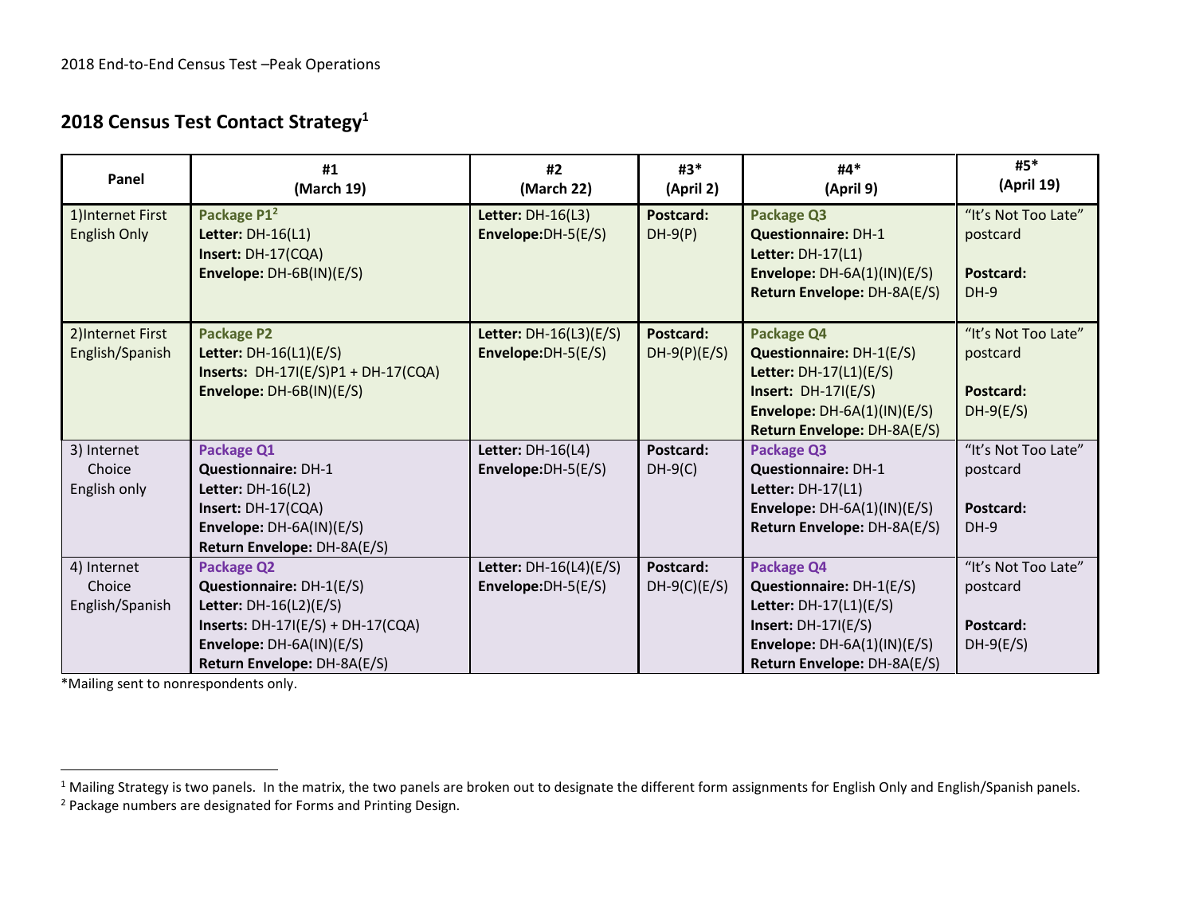## 2018 Census Test Contact Strategy[1]

| Panel | #1 (March 19) | #2 (March 22) | #3* (April 2) | #4* (April 9) | #5* (April 19) |
|---|---|---|---|---|---|
| 1)Internet First English Only | **Package P1[2]** **Letter:** DH-16(L1) **Insert:** DH-17(CQA) **Envelope:** DH-6B(IN)(E/S) | **Letter:** DH-16(L3) **Envelope:**DH-5(E/S) | **Postcard:** DH-9(P) | **Package Q3** **Questionnaire:** DH-1 **Letter:** DH-17(L1) **Envelope:** DH-6A(1)(IN)(E/S) **Return Envelope:** DH-8A(E/S) | "It's Not Too Late" postcard **Postcard:** DH-9 |
| 2)Internet First English/Spanish | **Package P2** **Letter:** DH-16(L1)(E/S) **Inserts:** DH-17I(E/S)P1 + DH-17(CQA) **Envelope:** DH-6B(IN)(E/S) | **Letter:** DH-16(L3)(E/S) **Envelope:**DH-5(E/S) | **Postcard:** DH-9(P)(E/S) | **Package Q4** **Questionnaire:** DH-1(E/S) **Letter:** DH-17(L1)(E/S) **Insert:** DH-17I(E/S) **Envelope:** DH-6A(1)(IN)(E/S) **Return Envelope:** DH-8A(E/S) | "It's Not Too Late" postcard **Postcard:** DH-9(E/S) |
| 3) Internet Choice English only | **Package Q1** **Questionnaire:** DH-1 **Letter:** DH-16(L2) **Insert:** DH-17(CQA) **Envelope:** DH-6A(IN)(E/S) **Return Envelope:** DH-8A(E/S) | **Letter:** DH-16(L4) **Envelope:**DH-5(E/S) | **Postcard:** DH-9(C) | **Package Q3** **Questionnaire:** DH-1 **Letter:** DH-17(L1) **Envelope:** DH-6A(1)(IN)(E/S) **Return Envelope:** DH-8A(E/S) | "It's Not Too Late" postcard **Postcard:** DH-9 |
| 4) Internet Choice English/Spanish | **Package Q2** **Questionnaire:** DH-1(E/S) **Letter:** DH-16(L2)(E/S) **Inserts:** DH-17I(E/S) + DH-17(CQA) **Envelope:** DH-6A(IN)(E/S) **Return Envelope:** DH-8A(E/S) | **Letter:** DH-16(L4)(E/S) **Envelope:**DH-5(E/S) | **Postcard:** DH-9(C)(E/S) | **Package Q4** **Questionnaire:** DH-1(E/S) **Letter:** DH-17(L1)(E/S) **Insert:** DH-17I(E/S) **Envelope:** DH-6A(1)(IN)(E/S) **Return Envelope:** DH-8A(E/S) | "It's Not Too Late" postcard **Postcard:** DH-9(E/S) |

*Mailing sent to nonrespondents only.

[1] Mailing Strategy is two panels. In the matrix, the two panels are broken out to designate the different form assignments for English Only and English/Spanish panels.

[2] Package numbers are designated for Forms and Printing Design.